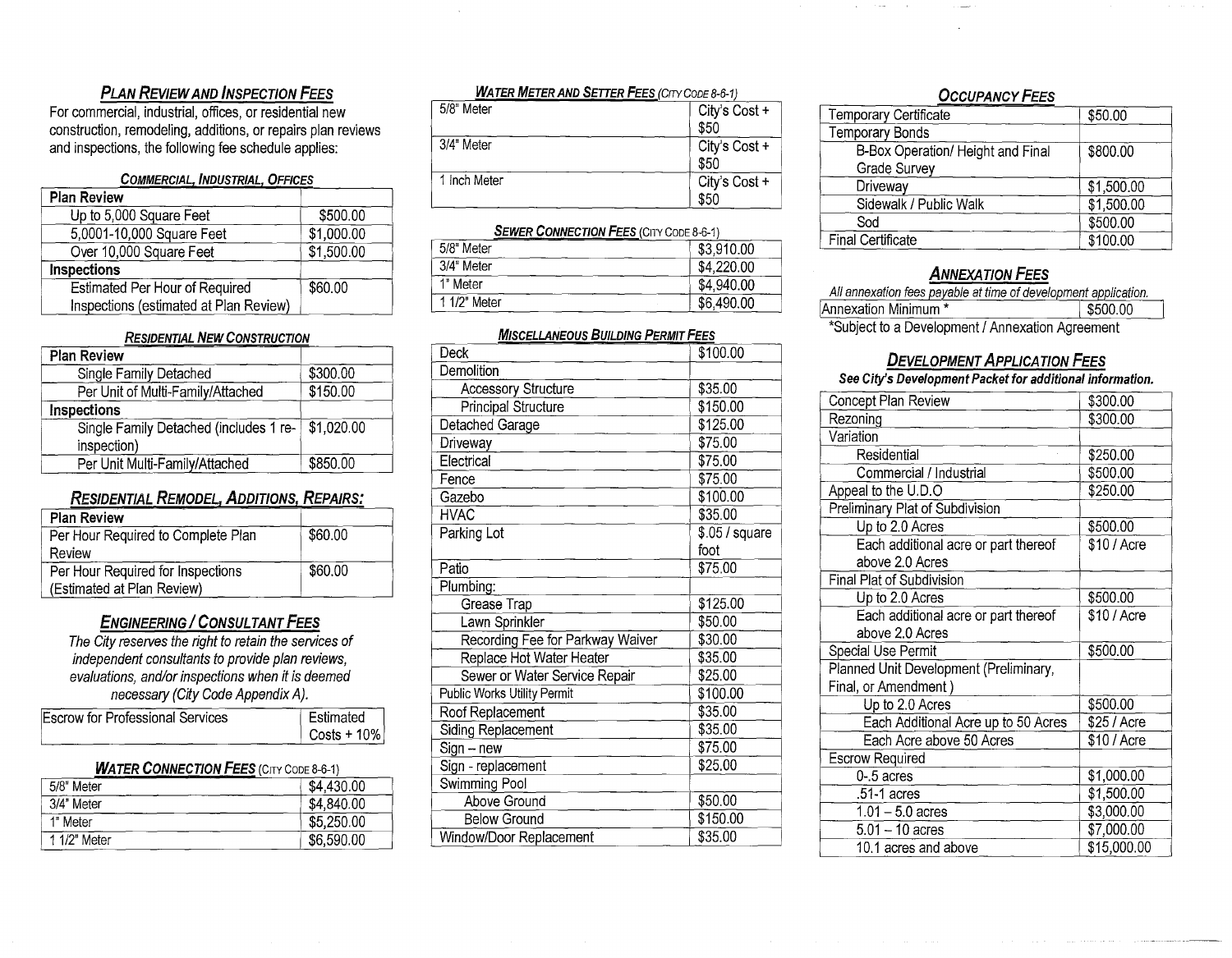## Plan Review and Inspection Fees

For commercial, industrial, offices, or residential new construction, remodeling, additions, or repairs plan reviews and inspections, the following fee schedule applies:

### Commercial, Industrial, Offices

| Plan Review | |
|---|---|
| Up to 5,000 Square Feet | $500.00 |
| 5,0001-10,000 Square Feet | $1,000.00 |
| Over 10,000 Square Feet | $1,500.00 |
| **Inspections** | |
| Estimated Per Hour of Required Inspections (estimated at Plan Review) | $60.00 |

### Residential New Construction

| Plan Review | |
|---|---|
| Single Family Detached | $300.00 |
| Per Unit of Multi-Family/Attached | $150.00 |
| **Inspections** | |
| Single Family Detached (includes 1 re-inspection) | $1,020.00 |
| Per Unit Multi-Family/Attached | $850.00 |

### Residential Remodel, Additions, Repairs:

| Plan Review | |
|---|---|
| Per Hour Required to Complete Plan Review | $60.00 |
| Per Hour Required for Inspections (Estimated at Plan Review) | $60.00 |

## Engineering / Consultant Fees

*The City reserves the right to retain the services of independent consultants to provide plan reviews, evaluations, and/or inspections when it is deemed necessary (City Code Appendix A).*

| | |
|---|---|
| Escrow for Professional Services | Estimated Costs + 10% |

### Water Connection Fees (City Code 8-6-1)

| | |
|---|---|
| 5/8" Meter | $4,430.00 |
| 3/4" Meter | $4,840.00 |
| 1" Meter | $5,250.00 |
| 1 1/2" Meter | $6,590.00 |

### Water Meter and Setter Fees (City Code 8-6-1)

| | |
|---|---|
| 5/8" Meter | City's Cost + $50 |
| 3/4" Meter | City's Cost + $50 |
| 1 Inch Meter | City's Cost + $50 |

### Sewer Connection Fees (City Code 8-6-1)

| | |
|---|---|
| 5/8" Meter | $3,910.00 |
| 3/4" Meter | $4,220.00 |
| 1" Meter | $4,940.00 |
| 1 1/2" Meter | $6,490.00 |

### Miscellaneous Building Permit Fees

| | |
|---|---|
| Deck | $100.00 |
| Demolition | |
| Accessory Structure | $35.00 |
| Principal Structure | $150.00 |
| Detached Garage | $125.00 |
| Driveway | $75.00 |
| Electrical | $75.00 |
| Fence | $75.00 |
| Gazebo | $100.00 |
| HVAC | $35.00 |
| Parking Lot | $.05 / square foot |
| Patio | $75.00 |
| Plumbing: | |
| Grease Trap | $125.00 |
| Lawn Sprinkler | $50.00 |
| Recording Fee for Parkway Waiver | $30.00 |
| Replace Hot Water Heater | $35.00 |
| Sewer or Water Service Repair | $25.00 |
| Public Works Utility Permit | $100.00 |
| Roof Replacement | $35.00 |
| Siding Replacement | $35.00 |
| Sign – new | $75.00 |
| Sign - replacement | $25.00 |
| Swimming Pool | |
| Above Ground | $50.00 |
| Below Ground | $150.00 |
| Window/Door Replacement | $35.00 |

## Occupancy Fees

| | |
|---|---|
| Temporary Certificate | $50.00 |
| Temporary Bonds | |
| B-Box Operation/ Height and Final Grade Survey | $800.00 |
| Driveway | $1,500.00 |
| Sidewalk / Public Walk | $1,500.00 |
| Sod | $500.00 |
| Final Certificate | $100.00 |

## Annexation Fees

*All annexation fees payable at time of development application.*

| | |
|---|---|
| Annexation Minimum * | $500.00 |

*Subject to a Development / Annexation Agreement

## Development Application Fees

***See City's Development Packet for additional information.***

| | |
|---|---|
| Concept Plan Review | $300.00 |
| Rezoning | $300.00 |
| Variation | |
| Residential | $250.00 |
| Commercial / Industrial | $500.00 |
| Appeal to the U.D.O | $250.00 |
| Preliminary Plat of Subdivision | |
| Up to 2.0 Acres | $500.00 |
| Each additional acre or part thereof above 2.0 Acres | $10 / Acre |
| Final Plat of Subdivision | |
| Up to 2.0 Acres | $500.00 |
| Each additional acre or part thereof above 2.0 Acres | $10 / Acre |
| Special Use Permit | $500.00 |
| Planned Unit Development (Preliminary, Final, or Amendment ) | |
| Up to 2.0 Acres | $500.00 |
| Each Additional Acre up to 50 Acres | $25 / Acre |
| Each Acre above 50 Acres | $10 / Acre |
| Escrow Required | |
| 0-.5 acres | $1,000.00 |
| .51-1 acres | $1,500.00 |
| 1.01 – 5.0 acres | $3,000.00 |
| 5.01 – 10 acres | $7,000.00 |
| 10.1 acres and above | $15,000.00 |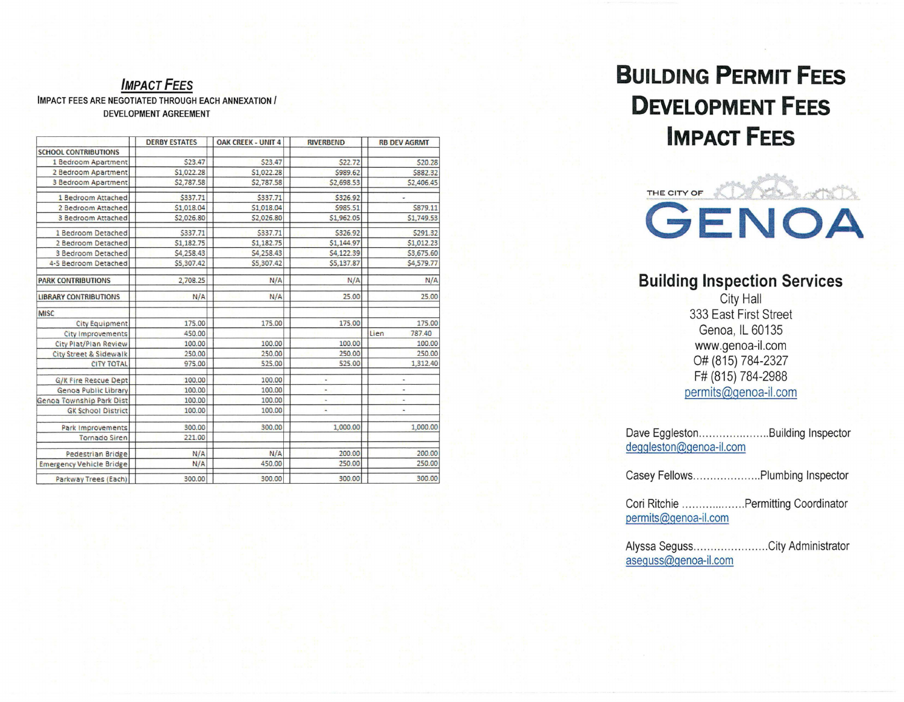## *Impact Fees*

**IMPACT FEES ARE NEGOTIATED THROUGH EACH ANNEXATION / DEVELOPMENT AGREEMENT**

| | DERBY ESTATES | OAK CREEK - UNIT 4 | RIVERBEND | RB DEV AGRMT |
|---|---|---|---|---|
| **SCHOOL CONTRIBUTIONS** | | | | |
| 1 Bedroom Apartment | $23.47 | $23.47 | $22.72 | $20.28 |
| 2 Bedroom Apartment | $1,022.28 | $1,022.28 | $989.62 | $882.32 |
| 3 Bedroom Apartment | $2,787.58 | $2,787.58 | $2,698.53 | $2,406.45 |
| 1 Bedroom Attached | $337.71 | $337.71 | $326.92 | - |
| 2 Bedroom Attached | $1,018.04 | $1,018.04 | $985.51 | $879.11 |
| 3 Bedroom Attached | $2,026.80 | $2,026.80 | $1,962.05 | $1,749.53 |
| 1 Bedroom Detached | $337.71 | $337.71 | $326.92 | $291.32 |
| 2 Bedroom Detached | $1,182.75 | $1,182.75 | $1,144.97 | $1,012.23 |
| 3 Bedroom Detached | $4,258.43 | $4,258.43 | $4,122.39 | $3,675.60 |
| 4-5 Bedroom Detached | $5,307.42 | $5,307.42 | $5,137.87 | $4,579.77 |
| **PARK CONTRIBUTIONS** | 2,708.25 | N/A | N/A | N/A |
| **LIBRARY CONTRIBUTIONS** | N/A | N/A | 25.00 | 25.00 |
| **MISC** | | | | |
| City Equipment | 175.00 | 175.00 | 175.00 | 175.00 |
| City Improvements | 450.00 | | | Lien 787.40 |
| City Plat/Plan Review | 100.00 | 100.00 | 100.00 | 100.00 |
| City Street & Sidewalk | 250.00 | 250.00 | 250.00 | 250.00 |
| CITY TOTAL | 975.00 | 525.00 | 525.00 | 1,312.40 |
| G/K Fire Rescue Dept | 100.00 | 100.00 | - | - |
| Genoa Public Library | 100.00 | 100.00 | - | - |
| Genoa Township Park Dist | 100.00 | 100.00 | - | - |
| GK School District | 100.00 | 100.00 | - | - |
| Park Improvements | 300.00 | 300.00 | 1,000.00 | 1,000.00 |
| Tornado Siren | 221.00 | | | |
| Pedestrian Bridge | N/A | N/A | 200.00 | 200.00 |
| Emergency Vehicle Bridge | N/A | 450.00 | 250.00 | 250.00 |
| Parkway Trees (Each) | 300.00 | 300.00 | 300.00 | 300.00 |

# Building Permit Fees
# Development Fees
# Impact Fees

THE CITY OF **GENOA**

## Building Inspection Services

City Hall
333 East First Street
Genoa, IL 60135
www.genoa-il.com
O# (815) 784-2327
F# (815) 784-2988
permits@genoa-il.com

Dave Eggleston.....................Building Inspector
deggleston@genoa-il.com

Casey Fellows....................Plumbing Inspector

Cori Ritchie ..................Permitting Coordinator
permits@genoa-il.com

Alyssa Seguss......................City Administrator
aseguss@genoa-il.com